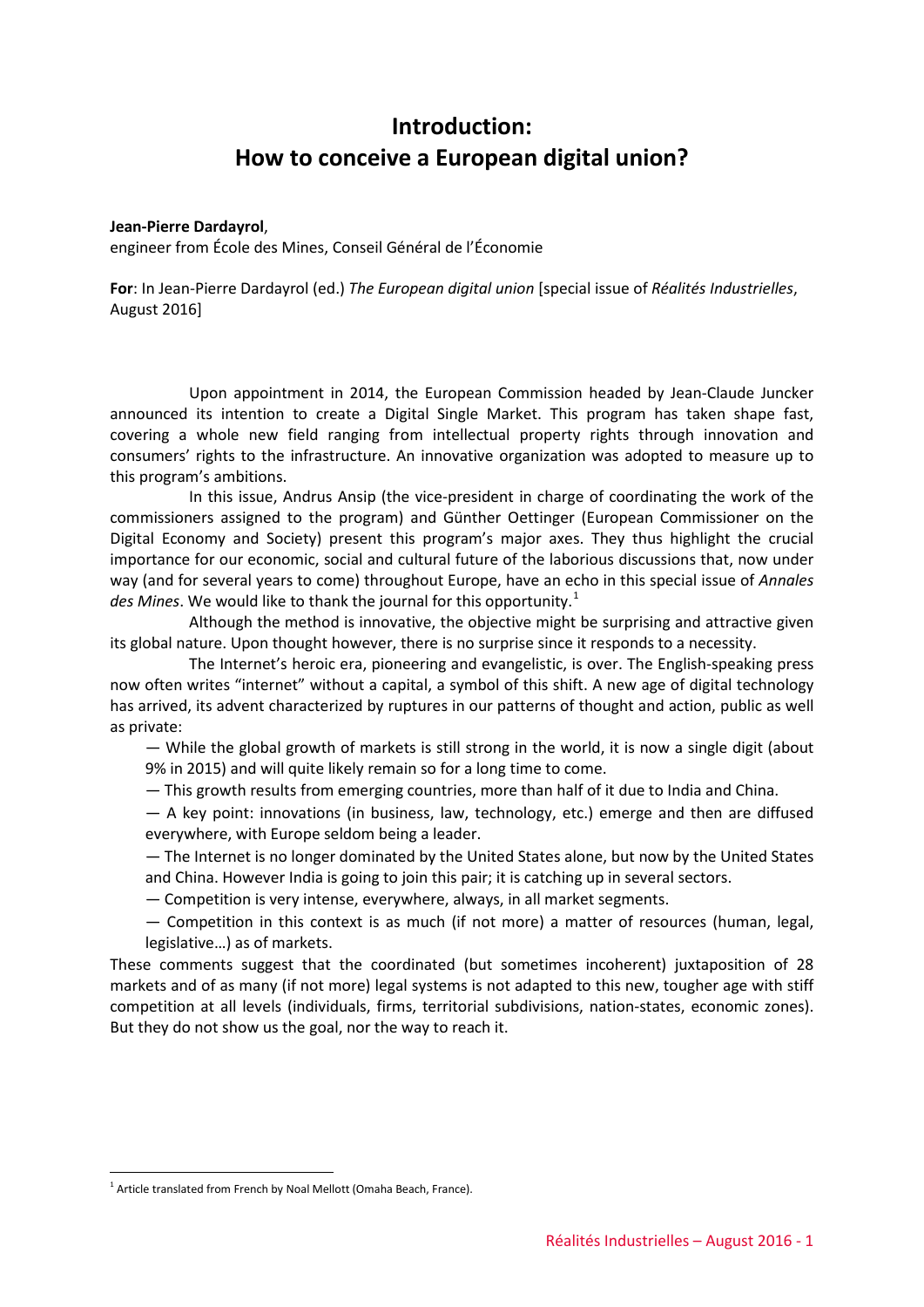# Introduction:
# How to conceive a European digital union?

**Jean-Pierre Dardayrol**,
engineer from École des Mines, Conseil Général de l'Économie

**For**: In Jean-Pierre Dardayrol (ed.) *The European digital union* [special issue of *Réalités Industrielles*, August 2016]

Upon appointment in 2014, the European Commission headed by Jean-Claude Juncker announced its intention to create a Digital Single Market. This program has taken shape fast, covering a whole new field ranging from intellectual property rights through innovation and consumers' rights to the infrastructure. An innovative organization was adopted to measure up to this program's ambitions.

In this issue, Andrus Ansip (the vice-president in charge of coordinating the work of the commissioners assigned to the program) and Günther Oettinger (European Commissioner on the Digital Economy and Society) present this program's major axes. They thus highlight the crucial importance for our economic, social and cultural future of the laborious discussions that, now under way (and for several years to come) throughout Europe, have an echo in this special issue of *Annales des Mines*. We would like to thank the journal for this opportunity.[1]

Although the method is innovative, the objective might be surprising and attractive given its global nature. Upon thought however, there is no surprise since it responds to a necessity.

The Internet's heroic era, pioneering and evangelistic, is over. The English-speaking press now often writes "internet" without a capital, a symbol of this shift. A new age of digital technology has arrived, its advent characterized by ruptures in our patterns of thought and action, public as well as private:

— While the global growth of markets is still strong in the world, it is now a single digit (about 9% in 2015) and will quite likely remain so for a long time to come.

— This growth results from emerging countries, more than half of it due to India and China.

— A key point: innovations (in business, law, technology, etc.) emerge and then are diffused everywhere, with Europe seldom being a leader.

— The Internet is no longer dominated by the United States alone, but now by the United States and China. However India is going to join this pair; it is catching up in several sectors.

— Competition is very intense, everywhere, always, in all market segments.

— Competition in this context is as much (if not more) a matter of resources (human, legal, legislative…) as of markets.

These comments suggest that the coordinated (but sometimes incoherent) juxtaposition of 28 markets and of as many (if not more) legal systems is not adapted to this new, tougher age with stiff competition at all levels (individuals, firms, territorial subdivisions, nation-states, economic zones). But they do not show us the goal, nor the way to reach it.

[1] Article translated from French by Noal Mellott (Omaha Beach, France).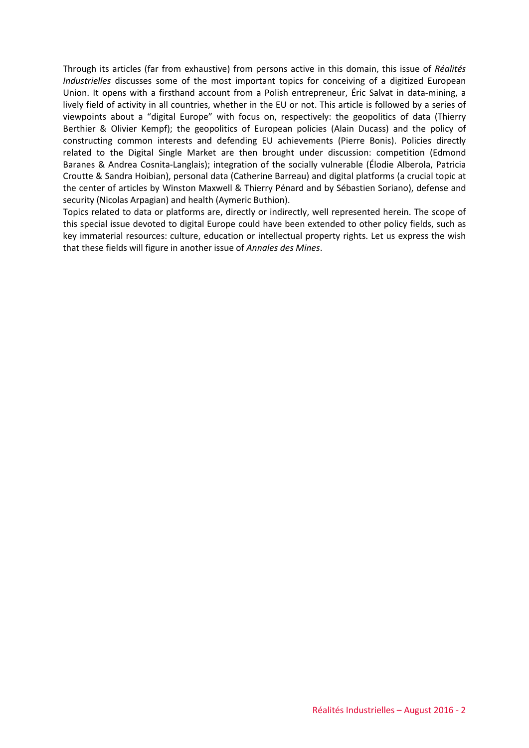Through its articles (far from exhaustive) from persons active in this domain, this issue of *Réalités Industrielles* discusses some of the most important topics for conceiving of a digitized European Union. It opens with a firsthand account from a Polish entrepreneur, Éric Salvat in data-mining, a lively field of activity in all countries, whether in the EU or not. This article is followed by a series of viewpoints about a "digital Europe" with focus on, respectively: the geopolitics of data (Thierry Berthier & Olivier Kempf); the geopolitics of European policies (Alain Ducass) and the policy of constructing common interests and defending EU achievements (Pierre Bonis). Policies directly related to the Digital Single Market are then brought under discussion: competition (Edmond Baranes & Andrea Cosnita-Langlais); integration of the socially vulnerable (Élodie Alberola, Patricia Croutte & Sandra Hoibian), personal data (Catherine Barreau) and digital platforms (a crucial topic at the center of articles by Winston Maxwell & Thierry Pénard and by Sébastien Soriano), defense and security (Nicolas Arpagian) and health (Aymeric Buthion).

Topics related to data or platforms are, directly or indirectly, well represented herein. The scope of this special issue devoted to digital Europe could have been extended to other policy fields, such as key immaterial resources: culture, education or intellectual property rights. Let us express the wish that these fields will figure in another issue of *Annales des Mines*.